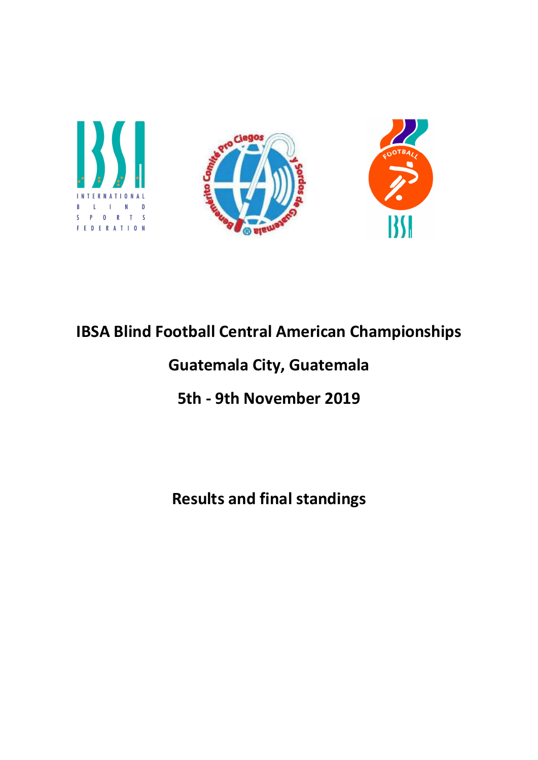# IBSA Blind Football Central American Championships

## Guatemala City, Guatemala

## 5th - 9th November 2019

## Results and final standings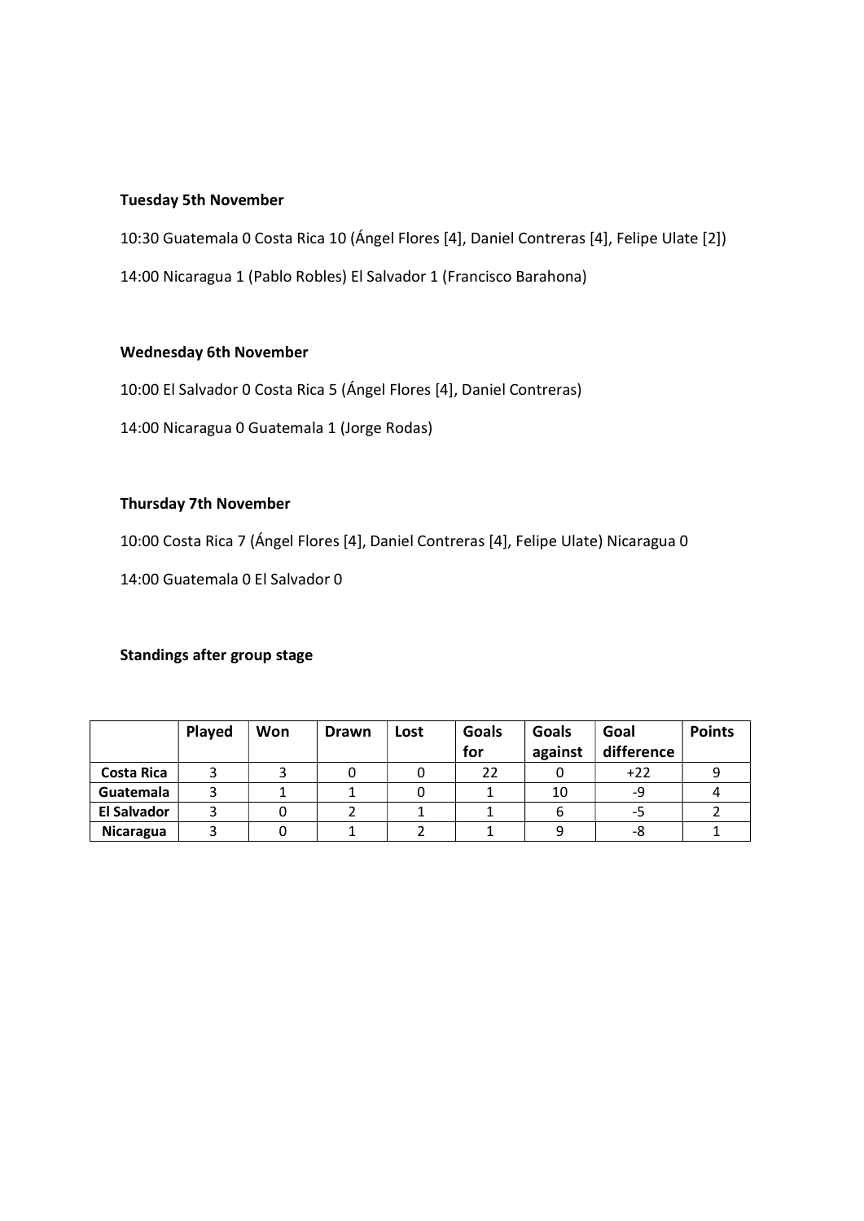**Tuesday 5th November**

10:30 Guatemala 0 Costa Rica 10 (Ángel Flores [4], Daniel Contreras [4], Felipe Ulate [2])

14:00 Nicaragua 1 (Pablo Robles) El Salvador 1 (Francisco Barahona)

**Wednesday 6th November**

10:00 El Salvador 0 Costa Rica 5 (Ángel Flores [4], Daniel Contreras)

14:00 Nicaragua 0 Guatemala 1 (Jorge Rodas)

**Thursday 7th November**

10:00 Costa Rica 7 (Ángel Flores [4], Daniel Contreras [4], Felipe Ulate) Nicaragua 0

14:00 Guatemala 0 El Salvador 0

**Standings after group stage**

| | Played | Won | Drawn | Lost | Goals for | Goals against | Goal difference | Points |
|---|---|---|---|---|---|---|---|---|
| **Costa Rica** | 3 | 3 | 0 | 0 | 22 | 0 | +22 | 9 |
| **Guatemala** | 3 | 1 | 1 | 0 | 1 | 10 | -9 | 4 |
| **El Salvador** | 3 | 0 | 2 | 1 | 1 | 6 | -5 | 2 |
| **Nicaragua** | 3 | 0 | 1 | 2 | 1 | 9 | -8 | 1 |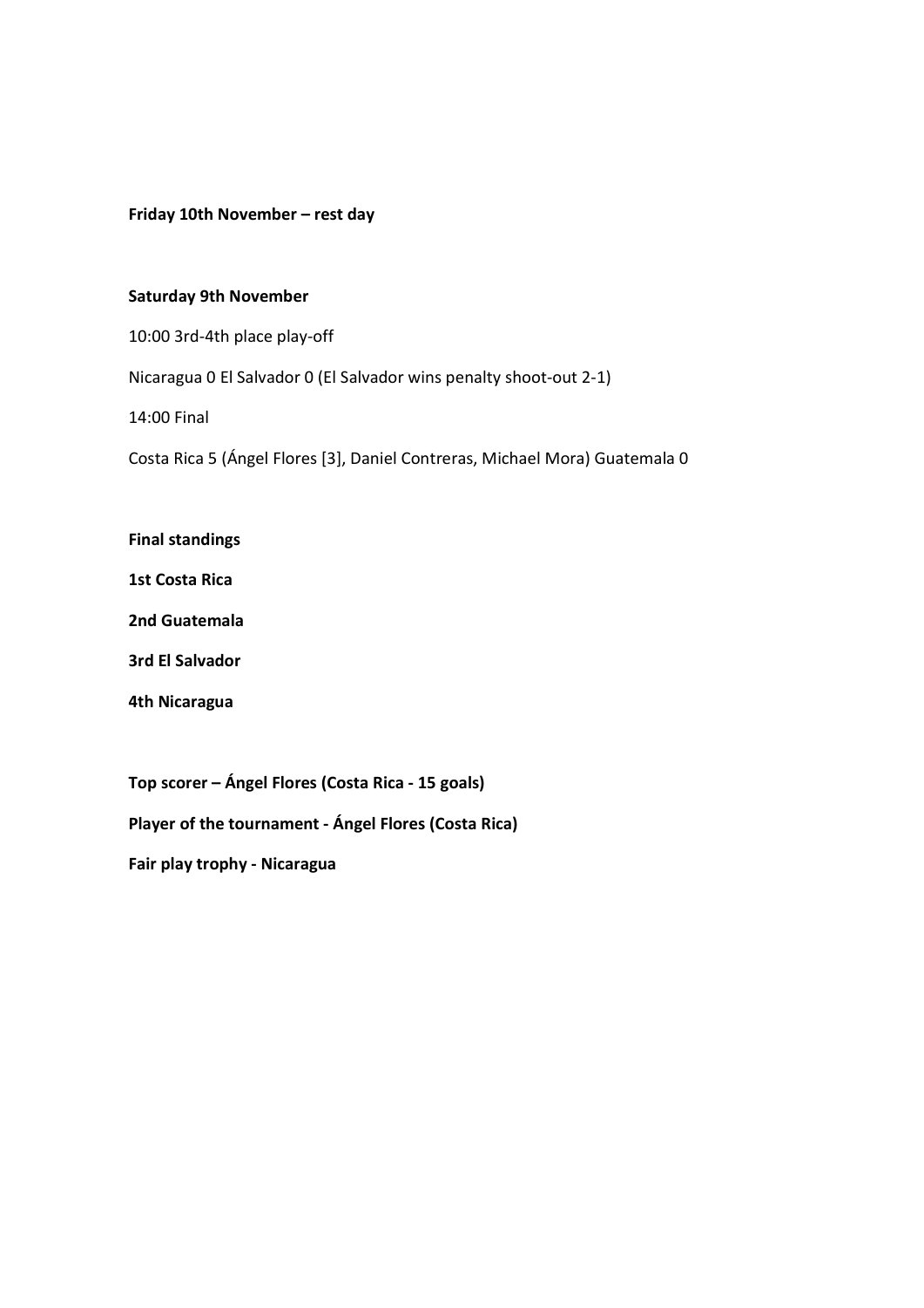**Friday 10th November – rest day**

**Saturday 9th November**

10:00 3rd-4th place play-off

Nicaragua 0 El Salvador 0 (El Salvador wins penalty shoot-out 2-1)

14:00 Final

Costa Rica 5 (Ángel Flores [3], Daniel Contreras, Michael Mora) Guatemala 0

**Final standings**

**1st Costa Rica**

**2nd Guatemala**

**3rd El Salvador**

**4th Nicaragua**

**Top scorer – Ángel Flores (Costa Rica - 15 goals)**

**Player of the tournament - Ángel Flores (Costa Rica)**

**Fair play trophy - Nicaragua**